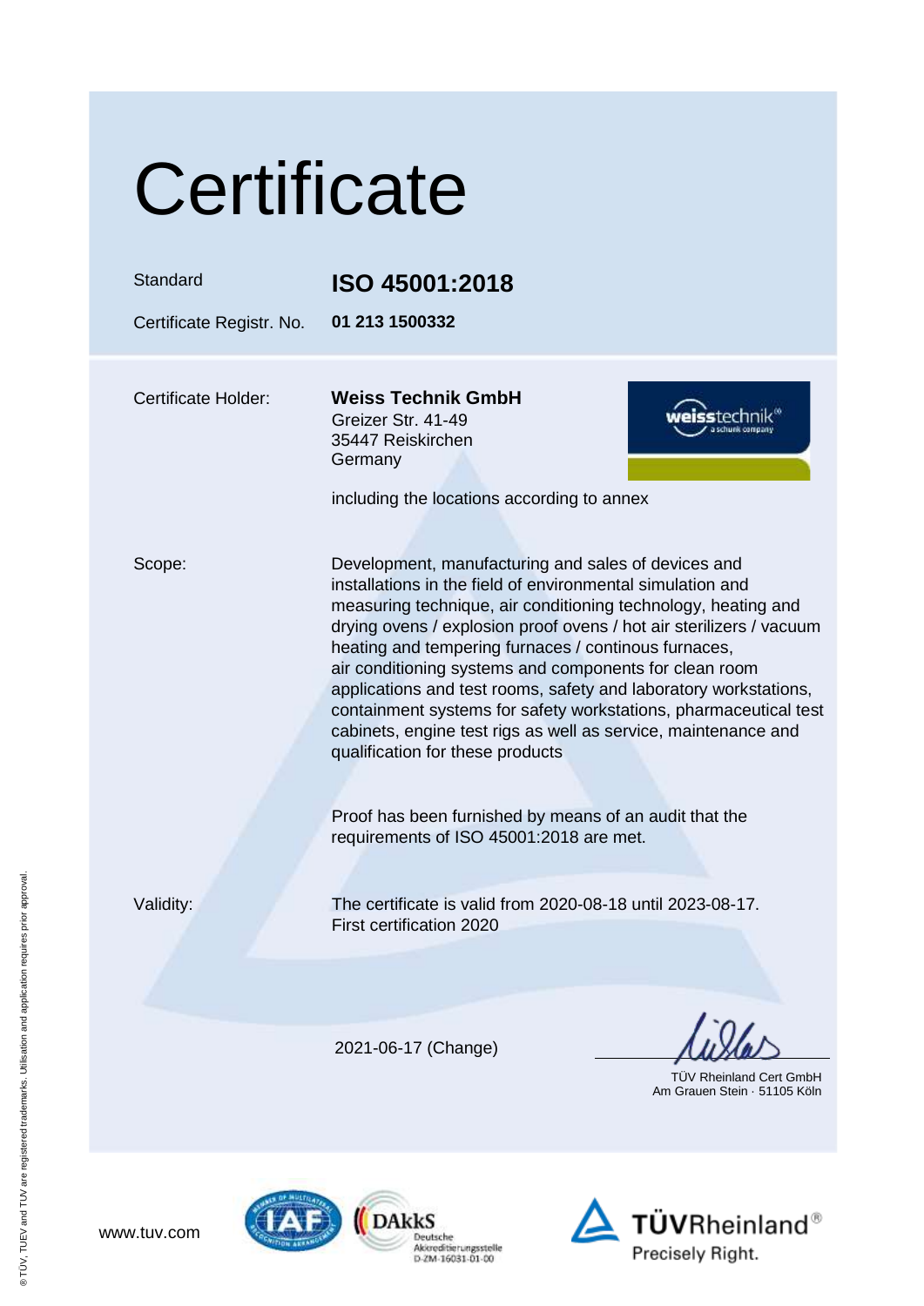# Certificate

| | |
|---|---|
| Standard | **ISO 45001:2018** |
| Certificate Registr. No. | **01 213 1500332** |

Certificate Holder:

**Weiss Technik GmbH**
Greizer Str. 41-49
35447 Reiskirchen
Germany

including the locations according to annex

Scope:

Development, manufacturing and sales of devices and installations in the field of environmental simulation and measuring technique, air conditioning technology, heating and drying ovens / explosion proof ovens / hot air sterilizers / vacuum heating and tempering furnaces / continous furnaces, air conditioning systems and components for clean room applications and test rooms, safety and laboratory workstations, containment systems for safety workstations, pharmaceutical test cabinets, engine test rigs as well as service, maintenance and qualification for these products

Proof has been furnished by means of an audit that the requirements of ISO 45001:2018 are met.

Validity:

The certificate is valid from 2020-08-18 until 2023-08-17.
First certification 2020

2021-06-17 (Change)

TÜV Rheinland Cert GmbH
Am Grauen Stein · 51105 Köln

www.tuv.com

DAkkS Deutsche Akkreditierungsstelle D-ZM-16031-01-00

TÜVRheinland® Precisely Right.

® TÜV, TUEV and TUV are registered trademarks. Utilisation and application requires prior approval.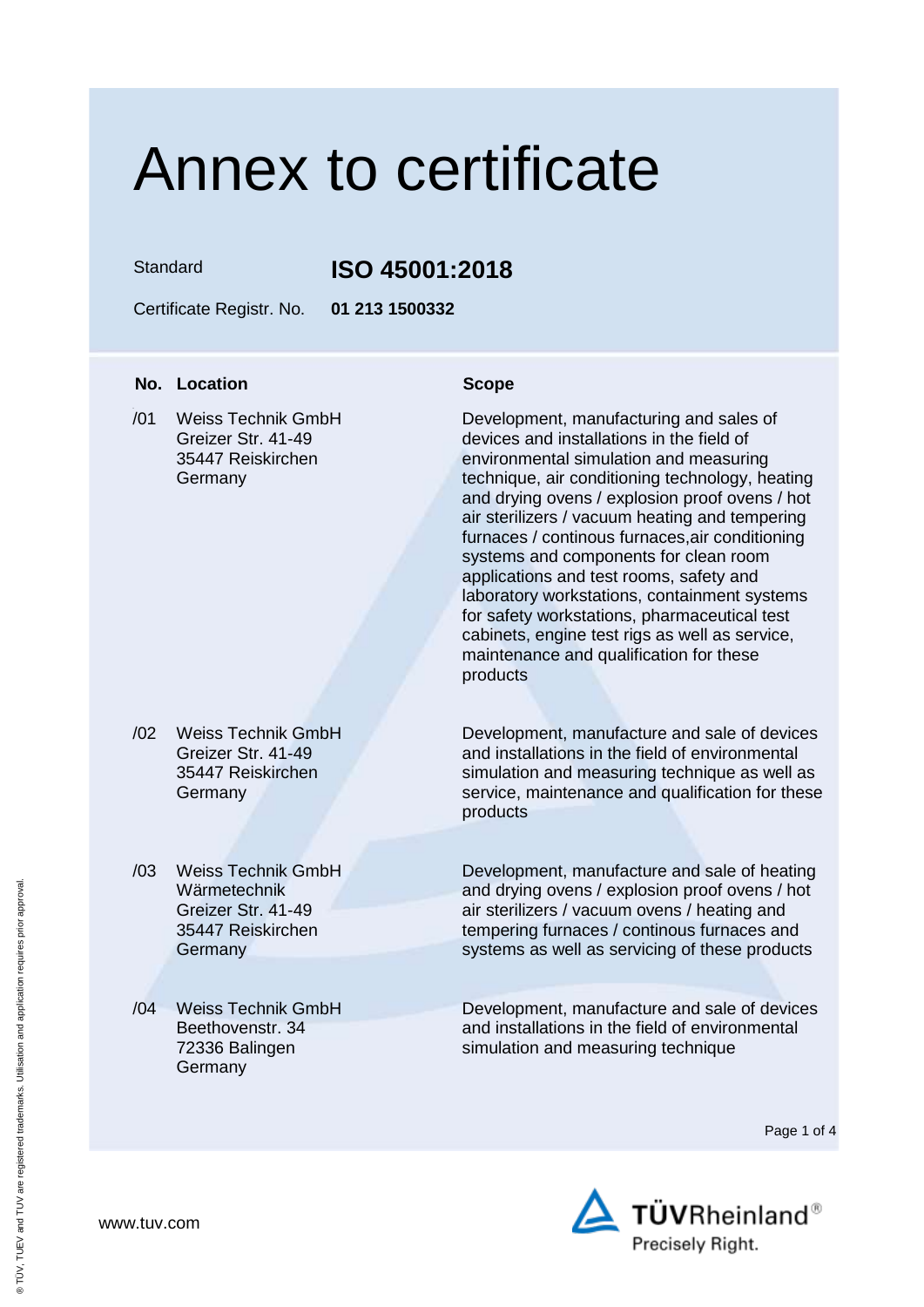# Annex to certificate

Standard **ISO 45001:2018**

Certificate Registr. No. **01 213 1500332**

| No. | Location | Scope |
|---|---|---|
| /01 | Weiss Technik GmbH<br>Greizer Str. 41-49<br>35447 Reiskirchen<br>Germany | Development, manufacturing and sales of devices and installations in the field of environmental simulation and measuring technique, air conditioning technology, heating and drying ovens / explosion proof ovens / hot air sterilizers / vacuum heating and tempering furnaces / continous furnaces,air conditioning systems and components for clean room applications and test rooms, safety and laboratory workstations, containment systems for safety workstations, pharmaceutical test cabinets, engine test rigs as well as service, maintenance and qualification for these products |
| /02 | Weiss Technik GmbH<br>Greizer Str. 41-49<br>35447 Reiskirchen<br>Germany | Development, manufacture and sale of devices and installations in the field of environmental simulation and measuring technique as well as service, maintenance and qualification for these products |
| /03 | Weiss Technik GmbH<br>Wärmetechnik<br>Greizer Str. 41-49<br>35447 Reiskirchen<br>Germany | Development, manufacture and sale of heating and drying ovens / explosion proof ovens / hot air sterilizers / vacuum ovens / heating and tempering furnaces / continous furnaces and systems as well as servicing of these products |
| /04 | Weiss Technik GmbH<br>Beethovenstr. 34<br>72336 Balingen<br>Germany | Development, manufacture and sale of devices and installations in the field of environmental simulation and measuring technique |

www.tuv.com

TÜVRheinland®
Precisely Right.

® TÜV, TUEV and TUV are registered trademarks. Utilisation and application requires prior approval.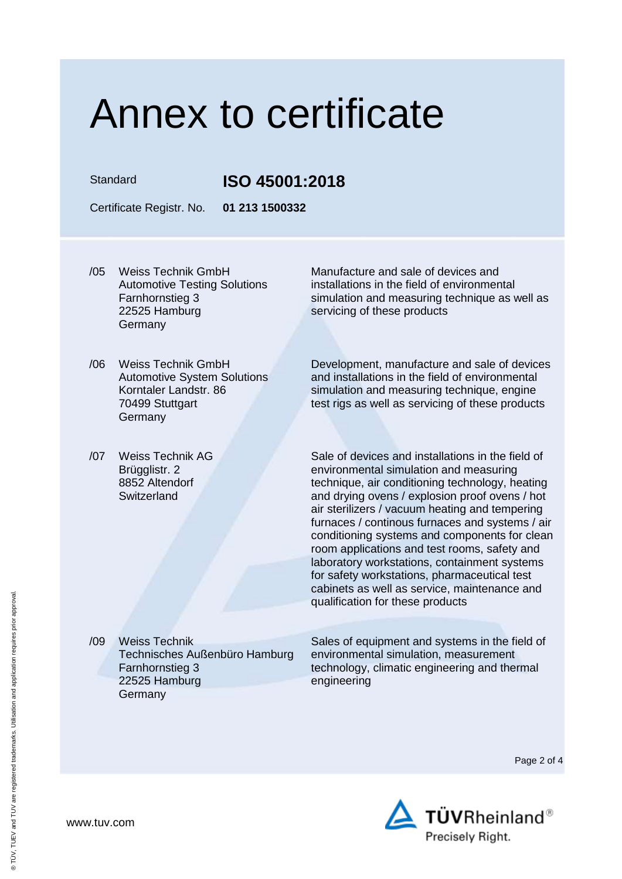# Annex to certificate

Standard **ISO 45001:2018**

Certificate Registr. No. **01 213 1500332**

| | | |
|---|---|---|
| /05 | Weiss Technik GmbH<br>Automotive Testing Solutions<br>Farnhornstieg 3<br>22525 Hamburg<br>Germany | Manufacture and sale of devices and installations in the field of environmental simulation and measuring technique as well as servicing of these products |
| /06 | Weiss Technik GmbH<br>Automotive System Solutions<br>Korntaler Landstr. 86<br>70499 Stuttgart<br>Germany | Development, manufacture and sale of devices and installations in the field of environmental simulation and measuring technique, engine test rigs as well as servicing of these products |
| /07 | Weiss Technik AG<br>Brügglistr. 2<br>8852 Altendorf<br>Switzerland | Sale of devices and installations in the field of environmental simulation and measuring technique, air conditioning technology, heating and drying ovens / explosion proof ovens / hot air sterilizers / vacuum heating and tempering furnaces / continous furnaces and systems / air conditioning systems and components for clean room applications and test rooms, safety and laboratory workstations, containment systems for safety workstations, pharmaceutical test cabinets as well as service, maintenance and qualification for these products |
| /09 | Weiss Technik<br>Technisches Außenbüro Hamburg<br>Farnhornstieg 3<br>22525 Hamburg<br>Germany | Sales of equipment and systems in the field of environmental simulation, measurement technology, climatic engineering and thermal engineering |

www.tuv.com

TÜVRheinland® Precisely Right.

® TÜV, TUEV and TUV are registered trademarks. Utilisation and application requires prior approval.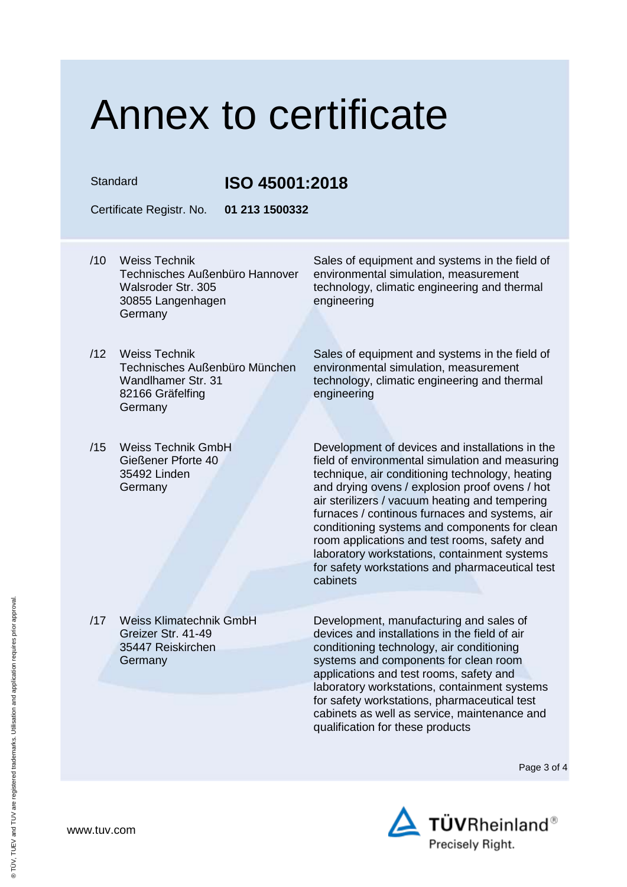# Annex to certificate

Standard **ISO 45001:2018**

Certificate Registr. No. **01 213 1500332**

| | | |
|---|---|---|
| /10 | Weiss Technik<br>Technisches Außenbüro Hannover<br>Walsroder Str. 305<br>30855 Langenhagen<br>Germany | Sales of equipment and systems in the field of environmental simulation, measurement technology, climatic engineering and thermal engineering |
| /12 | Weiss Technik<br>Technisches Außenbüro München<br>Wandlhamer Str. 31<br>82166 Gräfelfing<br>Germany | Sales of equipment and systems in the field of environmental simulation, measurement technology, climatic engineering and thermal engineering |
| /15 | Weiss Technik GmbH<br>Gießener Pforte 40<br>35492 Linden<br>Germany | Development of devices and installations in the field of environmental simulation and measuring technique, air conditioning technology, heating and drying ovens / explosion proof ovens / hot air sterilizers / vacuum heating and tempering furnaces / continous furnaces and systems, air conditioning systems and components for clean room applications and test rooms, safety and laboratory workstations, containment systems for safety workstations and pharmaceutical test cabinets |
| /17 | Weiss Klimatechnik GmbH<br>Greizer Str. 41-49<br>35447 Reiskirchen<br>Germany | Development, manufacturing and sales of devices and installations in the field of air conditioning technology, air conditioning systems and components for clean room applications and test rooms, safety and laboratory workstations, containment systems for safety workstations, pharmaceutical test cabinets as well as service, maintenance and qualification for these products |

www.tuv.com

TÜVRheinland®
Precisely Right.

® TÜV, TUEV and TUV are registered trademarks. Utilisation and application requires prior approval.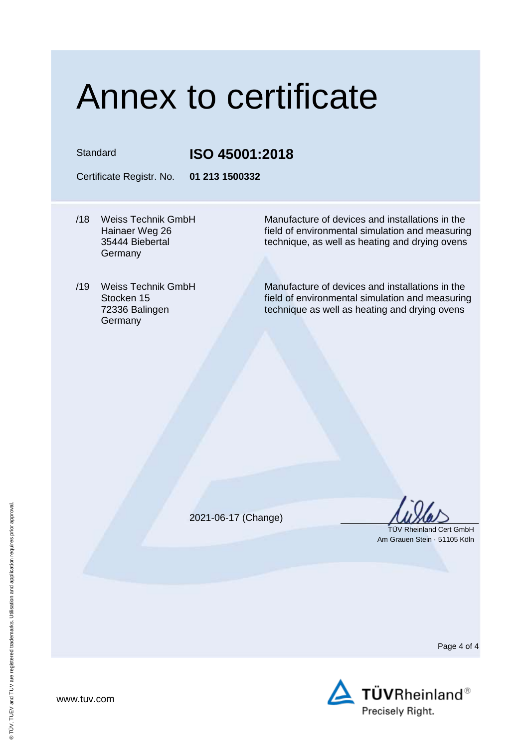# Annex to certificate

Standard **ISO 45001:2018**

Certificate Registr. No. **01 213 1500332**

| | | |
|---|---|---|
| /18 | Weiss Technik GmbH<br>Hainaer Weg 26<br>35444 Biebertal<br>Germany | Manufacture of devices and installations in the field of environmental simulation and measuring technique, as well as heating and drying ovens |
| /19 | Weiss Technik GmbH<br>Stocken 15<br>72336 Balingen<br>Germany | Manufacture of devices and installations in the field of environmental simulation and measuring technique as well as heating and drying ovens |

2021-06-17 (Change)

TÜV Rheinland Cert GmbH
Am Grauen Stein · 51105 Köln

www.tuv.com

TÜVRheinland®
Precisely Right.

® TÜV, TUEV and TUV are registered trademarks. Utilisation and application requires prior approval.